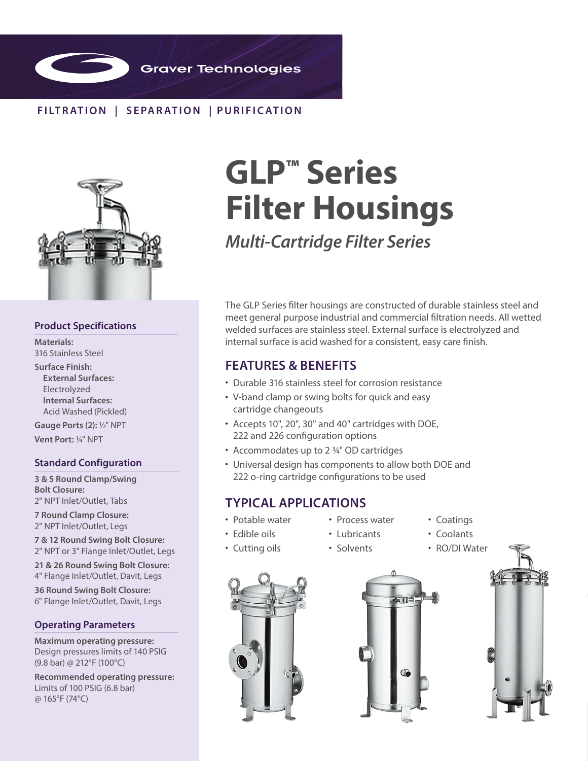Graver Technologies

FILTRATION | SEPARATION | PURIFICATION

# GLP™ Series Filter Housings

*Multi-Cartridge Filter Series*

The GLP Series filter housings are constructed of durable stainless steel and meet general purpose industrial and commercial filtration needs. All wetted welded surfaces are stainless steel. External surface is electrolyzed and internal surface is acid washed for a consistent, easy care finish.

## FEATURES & BENEFITS

- Durable 316 stainless steel for corrosion resistance
- V-band clamp or swing bolts for quick and easy cartridge changeouts
- Accepts 10", 20", 30" and 40" cartridges with DOE, 222 and 226 configuration options
- Accommodates up to 2 ¾" OD cartridges
- Universal design has components to allow both DOE and 222 o-ring cartridge configurations to be used

## TYPICAL APPLICATIONS

- Potable water
- Edible oils
- Cutting oils
- Process water
- Lubricants
- Solvents
- Coatings
- Coolants
- RO/DI Water

### Product Specifications

**Materials:**
316 Stainless Steel

**Surface Finish:**
**External Surfaces:**
Electrolyzed
**Internal Surfaces:**
Acid Washed (Pickled)

**Gauge Ports (2):** ½" NPT

**Vent Port:** ¼" NPT

### Standard Configuration

**3 & 5 Round Clamp/Swing Bolt Closure:**
2" NPT Inlet/Outlet, Tabs

**7 Round Clamp Closure:**
2" NPT Inlet/Outlet, Legs

**7 & 12 Round Swing Bolt Closure:**
2" NPT or 3" Flange Inlet/Outlet, Legs

**21 & 26 Round Swing Bolt Closure:**
4" Flange Inlet/Outlet, Davit, Legs

**36 Round Swing Bolt Closure:**
6" Flange Inlet/Outlet, Davit, Legs

### Operating Parameters

**Maximum operating pressure:**
Design pressures limits of 140 PSIG (9.8 bar) @ 212°F (100°C)

**Recommended operating pressure:**
Limits of 100 PSIG (6.8 bar) @ 165°F (74°C)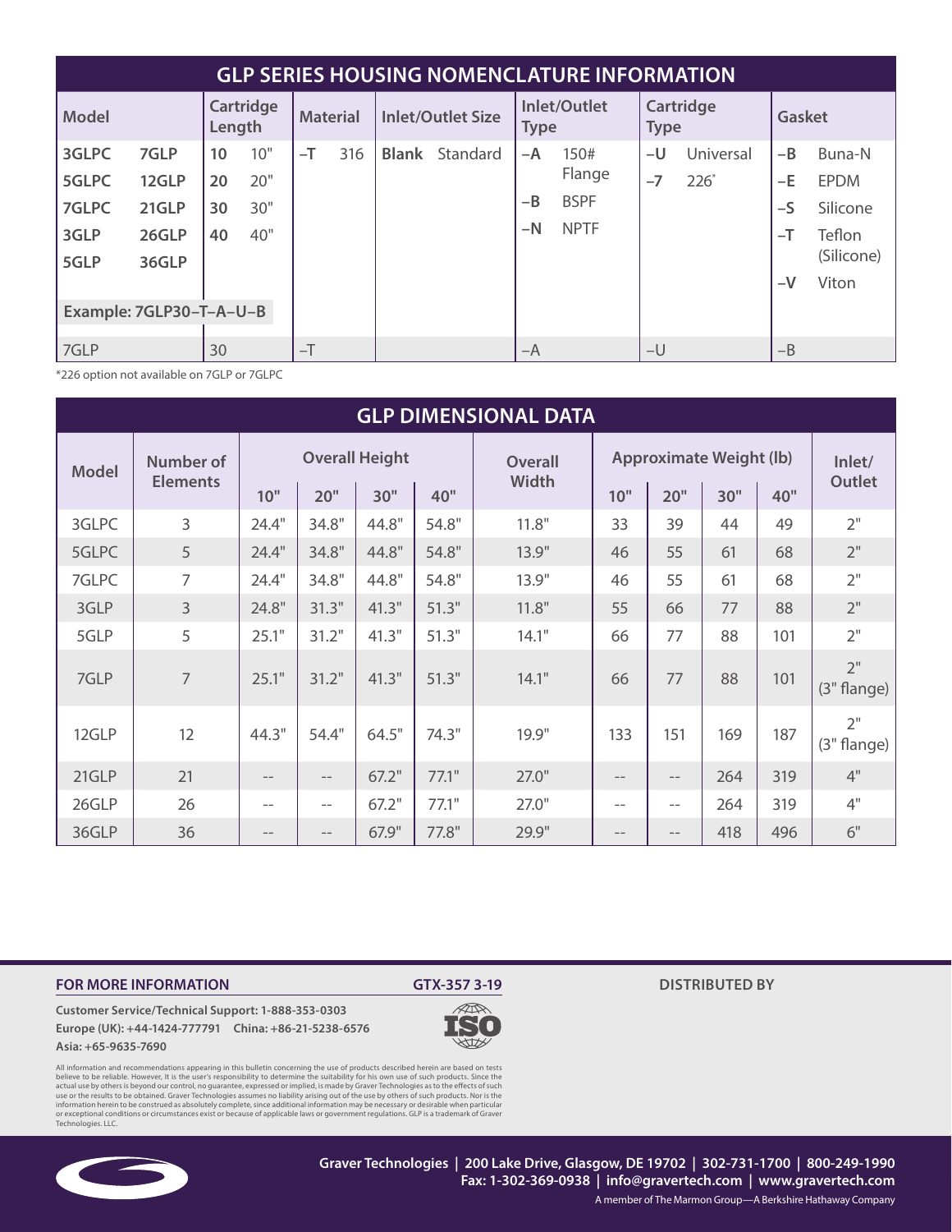## GLP SERIES HOUSING NOMENCLATURE INFORMATION

| Model | | Cartridge Length | | Material | | Inlet/Outlet Size | | Inlet/Outlet Type | | Cartridge Type | | Gasket | |
|---|---|---|---|---|---|---|---|---|---|---|---|---|---|
| **3GLPC** | **7GLP** | **10** | 10" | **–T** | 316 | **Blank** | Standard | **–A** | 150# Flange | **–U** | Universal | **–B** | Buna-N |
| **5GLPC** | **12GLP** | **20** | 20" | | | | | **–B** | BSPF | **–7** | 226* | **–E** | EPDM |
| **7GLPC** | **21GLP** | **30** | 30" | | | | | **–N** | NPTF | | | **–S** | Silicone |
| **3GLP** | **26GLP** | **40** | 40" | | | | | | | | | **–T** | Teflon (Silicone) |
| **5GLP** | **36GLP** | | | | | | | | | | | **–V** | Viton |
| **Example: 7GLP30–T–A–U–B** | | | | | | | | | | | | | |
| 7GLP | | 30 | | –T | | | | –A | | –U | | –B | |

*226 option not available on 7GLP or 7GLPC

## GLP DIMENSIONAL DATA

| Model | Number of Elements | Overall Height | | | | Overall Width | Approximate Weight (lb) | | | | Inlet/ Outlet |
|---|---|---|---|---|---|---|---|---|---|---|---|
| | | 10" | 20" | 30" | 40" | | 10" | 20" | 30" | 40" | |
| 3GLPC | 3 | 24.4" | 34.8" | 44.8" | 54.8" | 11.8" | 33 | 39 | 44 | 49 | 2" |
| 5GLPC | 5 | 24.4" | 34.8" | 44.8" | 54.8" | 13.9" | 46 | 55 | 61 | 68 | 2" |
| 7GLPC | 7 | 24.4" | 34.8" | 44.8" | 54.8" | 13.9" | 46 | 55 | 61 | 68 | 2" |
| 3GLP | 3 | 24.8" | 31.3" | 41.3" | 51.3" | 11.8" | 55 | 66 | 77 | 88 | 2" |
| 5GLP | 5 | 25.1" | 31.2" | 41.3" | 51.3" | 14.1" | 66 | 77 | 88 | 101 | 2" |
| 7GLP | 7 | 25.1" | 31.2" | 41.3" | 51.3" | 14.1" | 66 | 77 | 88 | 101 | 2" (3" flange) |
| 12GLP | 12 | 44.3" | 54.4" | 64.5" | 74.3" | 19.9" | 133 | 151 | 169 | 187 | 2" (3" flange) |
| 21GLP | 21 | -- | -- | 67.2" | 77.1" | 27.0" | -- | -- | 264 | 319 | 4" |
| 26GLP | 26 | -- | -- | 67.2" | 77.1" | 27.0" | -- | -- | 264 | 319 | 4" |
| 36GLP | 36 | -- | -- | 67.9" | 77.8" | 29.9" | -- | -- | 418 | 496 | 6" |

**FOR MORE INFORMATION**

**GTX-357 3-19**

**DISTRIBUTED BY**

**Customer Service/Technical Support: 1-888-353-0303**
**Europe (UK): +44-1424-777791 China: +86-21-5238-6576**
**Asia: +65-9635-7690**

All information and recommendations appearing in this bulletin concerning the use of products described herein are based on tests believe to be reliable. However, It is the user's responsibility to determine the suitability for his own use of such products. Since the actual use by others is beyond our control, no guarantee, expressed or implied, is made by Graver Technologies as to the effects of such use or the results to be obtained. Graver Technologies assumes no liability arising out of the use by others of such products. Nor is the information herein to be construed as absolutely complete, since additional information may be necessary or desirable when particular or exceptional conditions or circumstances exist or because of applicable laws or government regulations. GLP is a trademark of Graver Technologies. LLC.

**Graver Technologies | 200 Lake Drive, Glasgow, DE 19702 | 302-731-1700 | 800-249-1990**
**Fax: 1-302-369-0938 | info@gravertech.com | www.gravertech.com**

A member of The Marmon Group—A Berkshire Hathaway Company